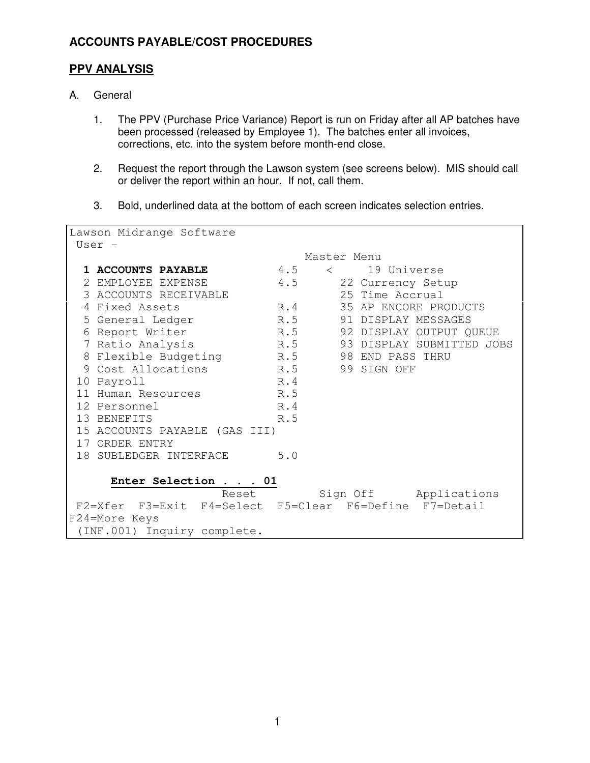## ACCOUNTS PAYABLE/COST PROCEDURES

### PPV ANALYSIS

A. General

1. The PPV (Purchase Price Variance) Report is run on Friday after all AP batches have been processed (released by Employee 1). The batches enter all invoices, corrections, etc. into the system before month-end close.

2. Request the report through the Lawson system (see screens below). MIS should call or deliver the report within an hour. If not, call them.

3. Bold, underlined data at the bottom of each screen indicates selection entries.

```
Lawson Midrange Software
 User -
                                  Master Menu
  1 ACCOUNTS PAYABLE           4.5    <     19 Universe
  2 EMPLOYEE EXPENSE           4.5      22 Currency Setup
  3 ACCOUNTS RECEIVABLE                 25 Time Accrual
  4 Fixed Assets               R.4      35 AP ENCORE PRODUCTS
  5 General Ledger             R.5      91 DISPLAY MESSAGES
  6 Report Writer              R.5      92 DISPLAY OUTPUT QUEUE
  7 Ratio Analysis             R.5      93 DISPLAY SUBMITTED JOBS
  8 Flexible Budgeting         R.5      98 END PASS THRU
  9 Cost Allocations           R.5      99 SIGN OFF
 10 Payroll                    R.4
 11 Human Resources            R.5
 12 Personnel                  R.4
 13 BENEFITS                   R.5
 15 ACCOUNTS PAYABLE (GAS III)
 17 ORDER ENTRY
 18 SUBLEDGER INTERFACE        5.0

      Enter Selection . . . 01
                      Reset         Sign Off      Applications
 F2=Xfer  F3=Exit  F4=Select  F5=Clear  F6=Define  F7=Detail
F24=More Keys
 (INF.001) Inquiry complete.
```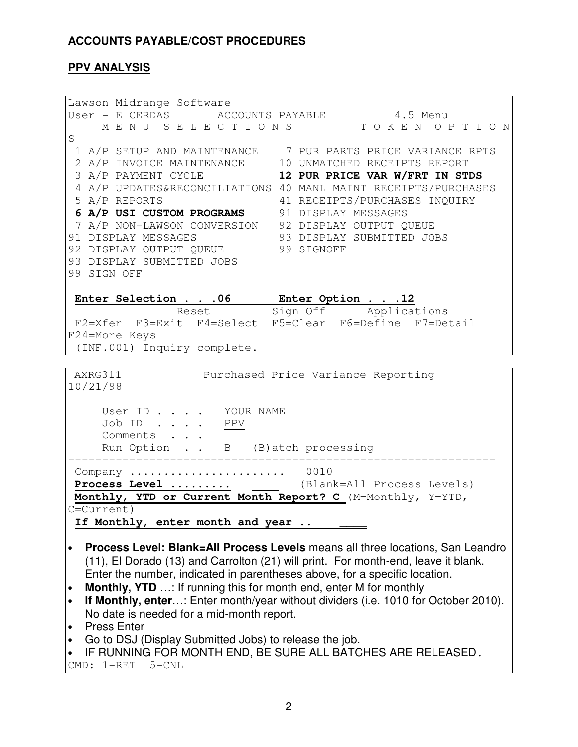**ACCOUNTS PAYABLE/COST PROCEDURES**

**PPV ANALYSIS**

```
Lawson Midrange Software
User - E CERDAS        ACCOUNTS PAYABLE          4.5 Menu
     M E N U  S E L E C T I O N S          T O K E N  O P T I O N S
 1 A/P SETUP AND MAINTENANCE     7 PUR PARTS PRICE VARIANCE RPTS
 2 A/P INVOICE MAINTENANCE      10 UNMATCHED RECEIPTS REPORT
 3 A/P PAYMENT CYCLE            12 PUR PRICE VAR W/FRT IN STDS
 4 A/P UPDATES&RECONCILIATIONS  40 MANL MAINT RECEIPTS/PURCHASES
 5 A/P REPORTS                  41 RECEIPTS/PURCHASES INQUIRY
 6 A/P USI CUSTOM PROGRAMS      91 DISPLAY MESSAGES
 7 A/P NON-LAWSON CONVERSION    92 DISPLAY OUTPUT QUEUE
91 DISPLAY MESSAGES             93 DISPLAY SUBMITTED JOBS
92 DISPLAY OUTPUT QUEUE         99 SIGNOFF
93 DISPLAY SUBMITTED JOBS
99 SIGN OFF

 Enter Selection . . .06       Enter Option . . .12
               Reset          Sign Off      Applications
 F2=Xfer  F3=Exit  F4=Select  F5=Clear  F6=Define  F7=Detail
F24=More Keys
 (INF.001) Inquiry complete.
```

```
 AXRG311            Purchased Price Variance Reporting
10/21/98

     User ID . . . .   YOUR NAME
     Job ID  . . . .   PPV
     Comments  . . .
     Run Option  . .   B   (B)atch processing
---------------------------------------------------------------
 Company ......................   0010
 Process Level .........  ____   (Blank=All Process Levels)
 Monthly, YTD or Current Month Report? C (M=Monthly, Y=YTD,
C=Current)
 If Monthly, enter month and year ..    ____
```

- **Process Level: Blank=All Process Levels** means all three locations, San Leandro (11), El Dorado (13) and Carrolton (21) will print. For month-end, leave it blank. Enter the number, indicated in parentheses above, for a specific location.
- **Monthly, YTD** …: If running this for month end, enter M for monthly
- **If Monthly, enter**…: Enter month/year without dividers (i.e. 1010 for October 2010). No date is needed for a mid-month report.
- Press Enter
- Go to DSJ (Display Submitted Jobs) to release the job.
- IF RUNNING FOR MONTH END, BE SURE ALL BATCHES ARE RELEASED.

```
CMD: 1-RET  5-CNL
```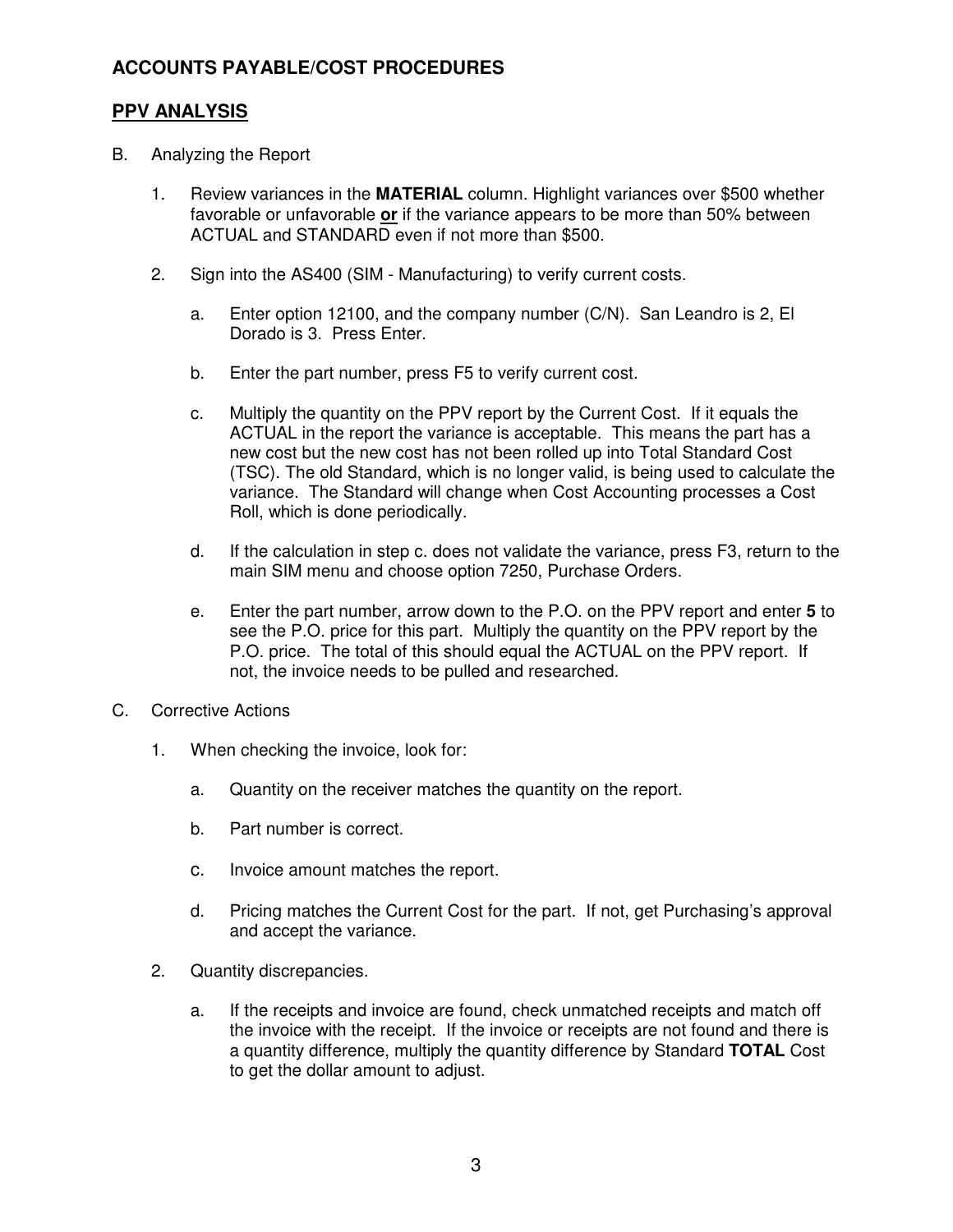## ACCOUNTS PAYABLE/COST PROCEDURES

## <u>PPV ANALYSIS</u>

B. Analyzing the Report

1. Review variances in the **MATERIAL** column. Highlight variances over $500 whether favorable or unfavorable <u>**or**</u> if the variance appears to be more than 50% between ACTUAL and STANDARD even if not more than $500.

2. Sign into the AS400 (SIM - Manufacturing) to verify current costs.

   a. Enter option 12100, and the company number (C/N). San Leandro is 2, El Dorado is 3. Press Enter.

   b. Enter the part number, press F5 to verify current cost.

   c. Multiply the quantity on the PPV report by the Current Cost. If it equals the ACTUAL in the report the variance is acceptable. This means the part has a new cost but the new cost has not been rolled up into Total Standard Cost (TSC). The old Standard, which is no longer valid, is being used to calculate the variance. The Standard will change when Cost Accounting processes a Cost Roll, which is done periodically.

   d. If the calculation in step c. does not validate the variance, press F3, return to the main SIM menu and choose option 7250, Purchase Orders.

   e. Enter the part number, arrow down to the P.O. on the PPV report and enter **5** to see the P.O. price for this part. Multiply the quantity on the PPV report by the P.O. price. The total of this should equal the ACTUAL on the PPV report. If not, the invoice needs to be pulled and researched.

C. Corrective Actions

1. When checking the invoice, look for:

   a. Quantity on the receiver matches the quantity on the report.

   b. Part number is correct.

   c. Invoice amount matches the report.

   d. Pricing matches the Current Cost for the part. If not, get Purchasing's approval and accept the variance.

2. Quantity discrepancies.

   a. If the receipts and invoice are found, check unmatched receipts and match off the invoice with the receipt. If the invoice or receipts are not found and there is a quantity difference, multiply the quantity difference by Standard **TOTAL** Cost to get the dollar amount to adjust.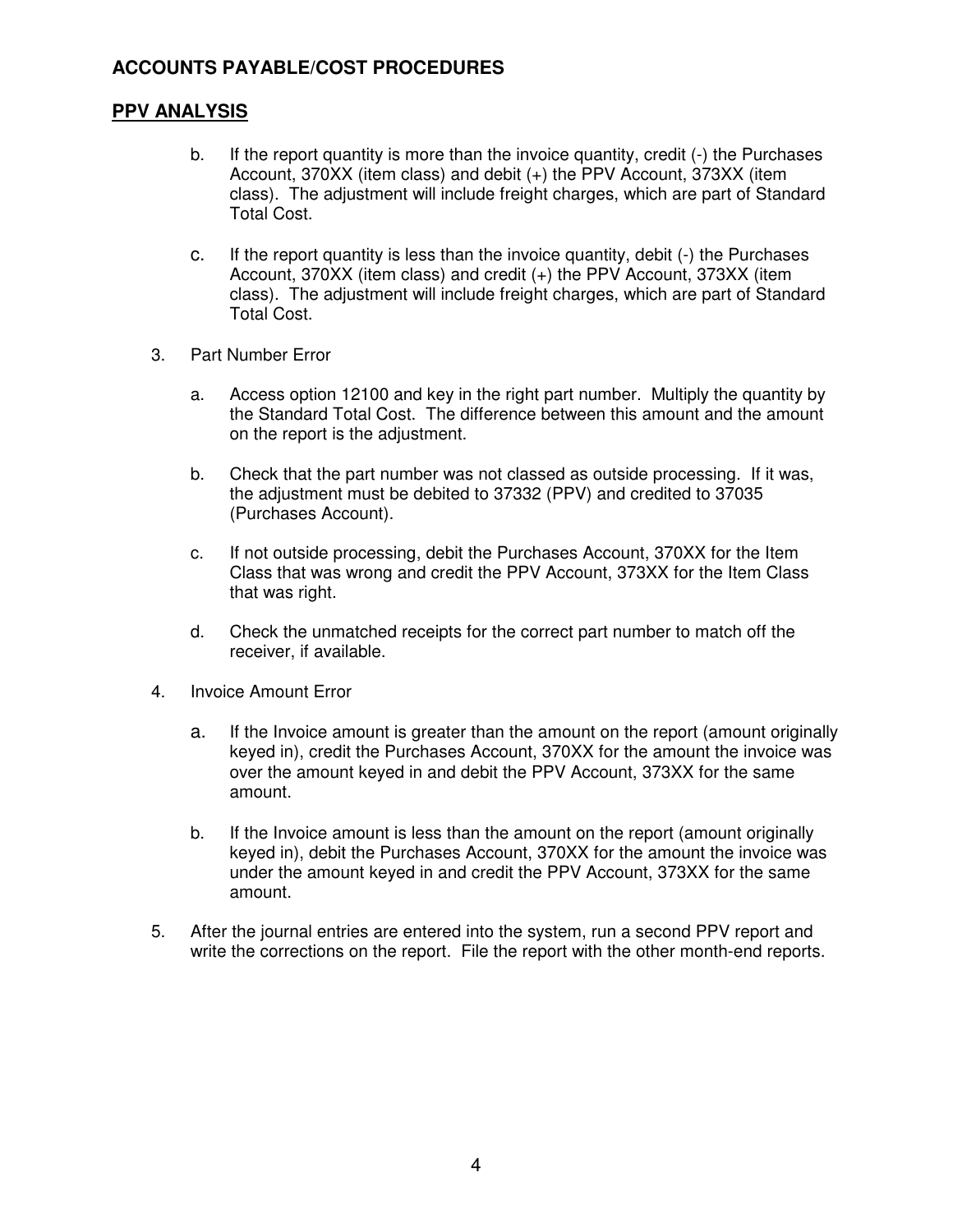## ACCOUNTS PAYABLE/COST PROCEDURES

### PPV ANALYSIS

   b. If the report quantity is more than the invoice quantity, credit (-) the Purchases Account, 370XX (item class) and debit (+) the PPV Account, 373XX (item class). The adjustment will include freight charges, which are part of Standard Total Cost.

   c. If the report quantity is less than the invoice quantity, debit (-) the Purchases Account, 370XX (item class) and credit (+) the PPV Account, 373XX (item class). The adjustment will include freight charges, which are part of Standard Total Cost.

3. Part Number Error

   a. Access option 12100 and key in the right part number. Multiply the quantity by the Standard Total Cost. The difference between this amount and the amount on the report is the adjustment.

   b. Check that the part number was not classed as outside processing. If it was, the adjustment must be debited to 37332 (PPV) and credited to 37035 (Purchases Account).

   c. If not outside processing, debit the Purchases Account, 370XX for the Item Class that was wrong and credit the PPV Account, 373XX for the Item Class that was right.

   d. Check the unmatched receipts for the correct part number to match off the receiver, if available.

4. Invoice Amount Error

   a. If the Invoice amount is greater than the amount on the report (amount originally keyed in), credit the Purchases Account, 370XX for the amount the invoice was over the amount keyed in and debit the PPV Account, 373XX for the same amount.

   b. If the Invoice amount is less than the amount on the report (amount originally keyed in), debit the Purchases Account, 370XX for the amount the invoice was under the amount keyed in and credit the PPV Account, 373XX for the same amount.

5. After the journal entries are entered into the system, run a second PPV report and write the corrections on the report. File the report with the other month-end reports.